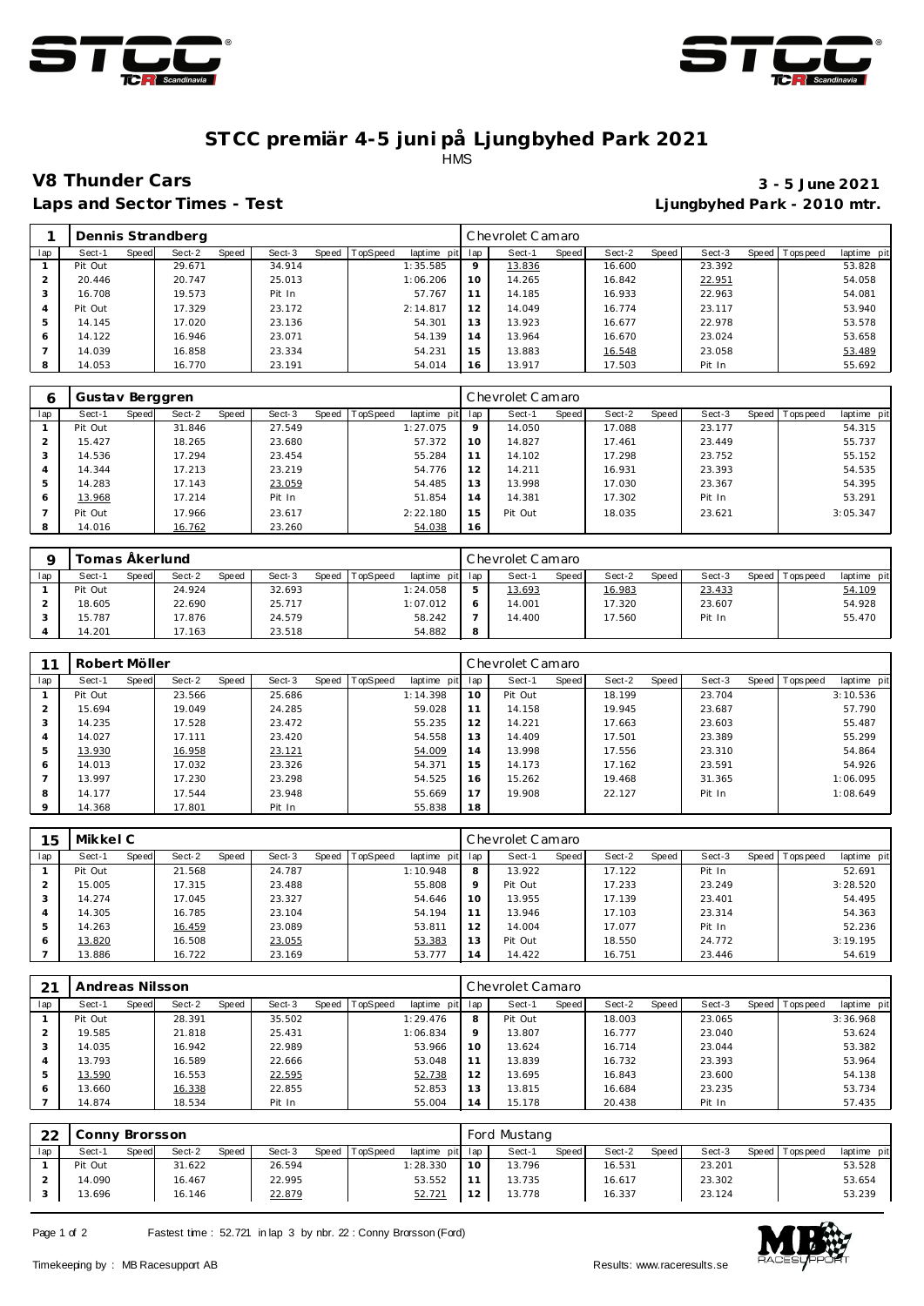# STCC premiär 4-5 juni på Ljungbyhed Park 2021

HMS

## V8 Thunder Cars

**3 - 5 June 2021**

**Laps and Sector Times - Test**

**Ljungbyhed Park - 2010 mtr.**

| 1 | Dennis Strandberg | | | | | | | | Chevrolet Camaro | | | | | | | | |
|---|---|---|---|---|---|---|---|---|---|---|---|---|---|---|---|---|---|
| lap | Sect-1 | Speed | Sect-2 | Speed | Sect-3 | Speed | TopSpeed | laptime pit | lap | Sect-1 | Speed | Sect-2 | Speed | Sect-3 | Speed | Topspeed | laptime pit |
| 1 | Pit Out | | 29.671 | | 34.914 | | | 1:35.585 | 9 | 13.836 | | 16.600 | | 23.392 | | | 53.828 |
| 2 | 20.446 | | 20.747 | | 25.013 | | | 1:06.206 | 10 | 14.265 | | 16.842 | | 22.951 | | | 54.058 |
| 3 | 16.708 | | 19.573 | | Pit In | | | 57.767 | 11 | 14.185 | | 16.933 | | 22.963 | | | 54.081 |
| 4 | Pit Out | | 17.329 | | 23.172 | | | 2:14.817 | 12 | 14.049 | | 16.774 | | 23.117 | | | 53.940 |
| 5 | 14.145 | | 17.020 | | 23.136 | | | 54.301 | 13 | 13.923 | | 16.677 | | 22.978 | | | 53.578 |
| 6 | 14.122 | | 16.946 | | 23.071 | | | 54.139 | 14 | 13.964 | | 16.670 | | 23.024 | | | 53.658 |
| 7 | 14.039 | | 16.858 | | 23.334 | | | 54.231 | 15 | 13.883 | | 16.548 | | 23.058 | | | 53.489 |
| 8 | 14.053 | | 16.770 | | 23.191 | | | 54.014 | 16 | 13.917 | | 17.503 | | Pit In | | | 55.692 |

| 6 | Gustav Berggren | | | | | | | | Chevrolet Camaro | | | | | | | | |
|---|---|---|---|---|---|---|---|---|---|---|---|---|---|---|---|---|---|
| lap | Sect-1 | Speed | Sect-2 | Speed | Sect-3 | Speed | TopSpeed | laptime pit | lap | Sect-1 | Speed | Sect-2 | Speed | Sect-3 | Speed | Topspeed | laptime pit |
| 1 | Pit Out | | 31.846 | | 27.549 | | | 1:27.075 | 9 | 14.050 | | 17.088 | | 23.177 | | | 54.315 |
| 2 | 15.427 | | 18.265 | | 23.680 | | | 57.372 | 10 | 14.827 | | 17.461 | | 23.449 | | | 55.737 |
| 3 | 14.536 | | 17.294 | | 23.454 | | | 55.284 | 11 | 14.102 | | 17.298 | | 23.752 | | | 55.152 |
| 4 | 14.344 | | 17.213 | | 23.219 | | | 54.776 | 12 | 14.211 | | 16.931 | | 23.393 | | | 54.535 |
| 5 | 14.283 | | 17.143 | | 23.059 | | | 54.485 | 13 | 13.998 | | 17.030 | | 23.367 | | | 54.395 |
| 6 | 13.968 | | 17.214 | | Pit In | | | 51.854 | 14 | 14.381 | | 17.302 | | Pit In | | | 53.291 |
| 7 | Pit Out | | 17.966 | | 23.617 | | | 2:22.180 | 15 | Pit Out | | 18.035 | | 23.621 | | | 3:05.347 |
| 8 | 14.016 | | 16.762 | | 23.260 | | | 54.038 | 16 | | | | | | | | |

| 9 | Tomas Åkerlund | | | | | | | | Chevrolet Camaro | | | | | | | | |
|---|---|---|---|---|---|---|---|---|---|---|---|---|---|---|---|---|---|
| lap | Sect-1 | Speed | Sect-2 | Speed | Sect-3 | Speed | TopSpeed | laptime pit | lap | Sect-1 | Speed | Sect-2 | Speed | Sect-3 | Speed | Topspeed | laptime pit |
| 1 | Pit Out | | 24.924 | | 32.693 | | | 1:24.058 | 5 | 13.693 | | 16.983 | | 23.433 | | | 54.109 |
| 2 | 18.605 | | 22.690 | | 25.717 | | | 1:07.012 | 6 | 14.001 | | 17.320 | | 23.607 | | | 54.928 |
| 3 | 15.787 | | 17.876 | | 24.579 | | | 58.242 | 7 | 14.400 | | 17.560 | | Pit In | | | 55.470 |
| 4 | 14.201 | | 17.163 | | 23.518 | | | 54.882 | 8 | | | | | | | | |

| 11 | Robert Möller | | | | | | | | Chevrolet Camaro | | | | | | | | |
|---|---|---|---|---|---|---|---|---|---|---|---|---|---|---|---|---|---|
| lap | Sect-1 | Speed | Sect-2 | Speed | Sect-3 | Speed | TopSpeed | laptime pit | lap | Sect-1 | Speed | Sect-2 | Speed | Sect-3 | Speed | Topspeed | laptime pit |
| 1 | Pit Out | | 23.566 | | 25.686 | | | 1:14.398 | 10 | Pit Out | | 18.199 | | 23.704 | | | 3:10.536 |
| 2 | 15.694 | | 19.049 | | 24.285 | | | 59.028 | 11 | 14.158 | | 19.945 | | 23.687 | | | 57.790 |
| 3 | 14.235 | | 17.528 | | 23.472 | | | 55.235 | 12 | 14.221 | | 17.663 | | 23.603 | | | 55.487 |
| 4 | 14.027 | | 17.111 | | 23.420 | | | 54.558 | 13 | 14.409 | | 17.501 | | 23.389 | | | 55.299 |
| 5 | 13.930 | | 16.958 | | 23.121 | | | 54.009 | 14 | 13.998 | | 17.556 | | 23.310 | | | 54.864 |
| 6 | 14.013 | | 17.032 | | 23.326 | | | 54.371 | 15 | 14.173 | | 17.162 | | 23.591 | | | 54.926 |
| 7 | 13.997 | | 17.230 | | 23.298 | | | 54.525 | 16 | 15.262 | | 19.468 | | 31.365 | | | 1:06.095 |
| 8 | 14.177 | | 17.544 | | 23.948 | | | 55.669 | 17 | 19.908 | | 22.127 | | Pit In | | | 1:08.649 |
| 9 | 14.368 | | 17.801 | | Pit In | | | 55.838 | 18 | | | | | | | | |

| 15 | Mikkel C | | | | | | | | Chevrolet Camaro | | | | | | | | |
|---|---|---|---|---|---|---|---|---|---|---|---|---|---|---|---|---|---|
| lap | Sect-1 | Speed | Sect-2 | Speed | Sect-3 | Speed | TopSpeed | laptime pit | lap | Sect-1 | Speed | Sect-2 | Speed | Sect-3 | Speed | Topspeed | laptime pit |
| 1 | Pit Out | | 21.568 | | 24.787 | | | 1:10.948 | 8 | 13.922 | | 17.122 | | Pit In | | | 52.691 |
| 2 | 15.005 | | 17.315 | | 23.488 | | | 55.808 | 9 | Pit Out | | 17.233 | | 23.249 | | | 3:28.520 |
| 3 | 14.274 | | 17.045 | | 23.327 | | | 54.646 | 10 | 13.955 | | 17.139 | | 23.401 | | | 54.495 |
| 4 | 14.305 | | 16.785 | | 23.104 | | | 54.194 | 11 | 13.946 | | 17.103 | | 23.314 | | | 54.363 |
| 5 | 14.263 | | 16.459 | | 23.089 | | | 53.811 | 12 | 14.004 | | 17.077 | | Pit In | | | 52.236 |
| 6 | 13.820 | | 16.508 | | 23.055 | | | 53.383 | 13 | Pit Out | | 18.550 | | 24.772 | | | 3:19.195 |
| 7 | 13.886 | | 16.722 | | 23.169 | | | 53.777 | 14 | 14.422 | | 16.751 | | 23.446 | | | 54.619 |

| 21 | Andreas Nilsson | | | | | | | | Chevrolet Camaro | | | | | | | | |
|---|---|---|---|---|---|---|---|---|---|---|---|---|---|---|---|---|---|
| lap | Sect-1 | Speed | Sect-2 | Speed | Sect-3 | Speed | TopSpeed | laptime pit | lap | Sect-1 | Speed | Sect-2 | Speed | Sect-3 | Speed | Topspeed | laptime pit |
| 1 | Pit Out | | 28.391 | | 35.502 | | | 1:29.476 | 8 | Pit Out | | 18.003 | | 23.065 | | | 3:36.968 |
| 2 | 19.585 | | 21.818 | | 25.431 | | | 1:06.834 | 9 | 13.807 | | 16.777 | | 23.040 | | | 53.624 |
| 3 | 14.035 | | 16.942 | | 22.989 | | | 53.966 | 10 | 13.624 | | 16.714 | | 23.044 | | | 53.382 |
| 4 | 13.793 | | 16.589 | | 22.666 | | | 53.048 | 11 | 13.839 | | 16.732 | | 23.393 | | | 53.964 |
| 5 | 13.590 | | 16.553 | | 22.595 | | | 52.738 | 12 | 13.695 | | 16.843 | | 23.600 | | | 54.138 |
| 6 | 13.660 | | 16.338 | | 22.855 | | | 52.853 | 13 | 13.815 | | 16.684 | | 23.235 | | | 53.734 |
| 7 | 14.874 | | 18.534 | | Pit In | | | 55.004 | 14 | 15.178 | | 20.438 | | Pit In | | | 57.435 |

| 22 | Conny Brorsson | | | | | | | | Ford Mustang | | | | | | | | |
|---|---|---|---|---|---|---|---|---|---|---|---|---|---|---|---|---|---|
| lap | Sect-1 | Speed | Sect-2 | Speed | Sect-3 | Speed | TopSpeed | laptime pit | lap | Sect-1 | Speed | Sect-2 | Speed | Sect-3 | Speed | Topspeed | laptime pit |
| 1 | Pit Out | | 31.622 | | 26.594 | | | 1:28.330 | 10 | 13.796 | | 16.531 | | 23.201 | | | 53.528 |
| 2 | 14.090 | | 16.467 | | 22.995 | | | 53.552 | 11 | 13.735 | | 16.617 | | 23.302 | | | 53.654 |
| 3 | 13.696 | | 16.146 | | 22.879 | | | 52.721 | 12 | 13.778 | | 16.337 | | 23.124 | | | 53.239 |

Fastest time : 52.721 in lap 3 by nbr. 22 : Conny Brorsson (Ford)

Timekeeping by : MB Racesupport AB

Results: www.raceresults.se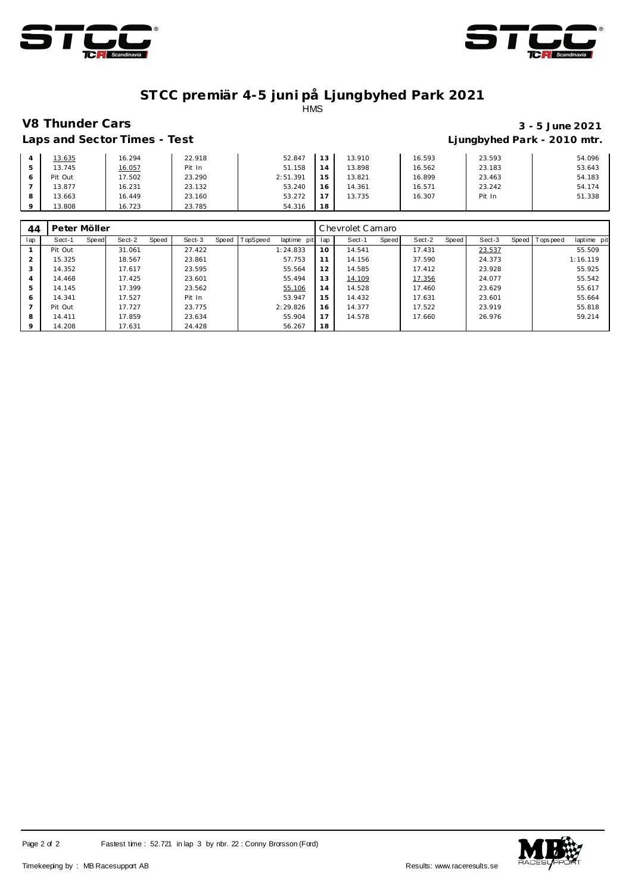# STCC premiär 4-5 juni på Ljungbyhed Park 2021

HMS

## V8 Thunder Cars

**3 - 5 June 2021**

**Laps and Sector Times - Test**

**Ljungbyhed Park - 2010 mtr.**

| | | | | | | | | | | |
|---|---|---|---|---|---|---|---|---|---|---|
| 4 | 13.635 | 16.294 | 22.918 | 52.847 | 13 | 13.910 | 16.593 | 23.593 | | 54.096 |
| 5 | 13.745 | 16.057 | Pit In | 51.158 | 14 | 13.898 | 16.562 | 23.183 | | 53.643 |
| 6 | Pit Out | 17.502 | 23.290 | 2:51.391 | 15 | 13.821 | 16.899 | 23.463 | | 54.183 |
| 7 | 13.877 | 16.231 | 23.132 | 53.240 | 16 | 14.361 | 16.571 | 23.242 | | 54.174 |
| 8 | 13.663 | 16.449 | 23.160 | 53.272 | 17 | 13.735 | 16.307 | Pit In | | 51.338 |
| 9 | 13.808 | 16.723 | 23.785 | 54.316 | 18 | | | | | |

**44 Peter Möller** — Chevrolet Camaro

| lap | Sect-1 | Speed | Sect-2 | Speed | Sect-3 | Speed | TopSpeed | laptime pit | lap | Sect-1 | Speed | Sect-2 | Speed | Sect-3 | Speed | Topspeed | laptime pit |
|---|---|---|---|---|---|---|---|---|---|---|---|---|---|---|---|---|---|
| 1 | Pit Out | | 31.061 | | 27.422 | | | 1:24.833 | 10 | 14.541 | | 17.431 | | 23.537 | | | 55.509 |
| 2 | 15.325 | | 18.567 | | 23.861 | | | 57.753 | 11 | 14.156 | | 37.590 | | 24.373 | | | 1:16.119 |
| 3 | 14.352 | | 17.617 | | 23.595 | | | 55.564 | 12 | 14.585 | | 17.412 | | 23.928 | | | 55.925 |
| 4 | 14.468 | | 17.425 | | 23.601 | | | 55.494 | 13 | 14.109 | | 17.356 | | 24.077 | | | 55.542 |
| 5 | 14.145 | | 17.399 | | 23.562 | | | 55.106 | 14 | 14.528 | | 17.460 | | 23.629 | | | 55.617 |
| 6 | 14.341 | | 17.527 | | Pit In | | | 53.947 | 15 | 14.432 | | 17.631 | | 23.601 | | | 55.664 |
| 7 | Pit Out | | 17.727 | | 23.775 | | | 2:29.826 | 16 | 14.377 | | 17.522 | | 23.919 | | | 55.818 |
| 8 | 14.411 | | 17.859 | | 23.634 | | | 55.904 | 17 | 14.578 | | 17.660 | | 26.976 | | | 59.214 |
| 9 | 14.208 | | 17.631 | | 24.428 | | | 56.267 | 18 | | | | | | | | |

Fastest time : 52.721 in lap 3 by nbr. 22 : Conny Brorsson (Ford)

Timekeeping by : MB Racesupport AB

Results: www.raceresults.se